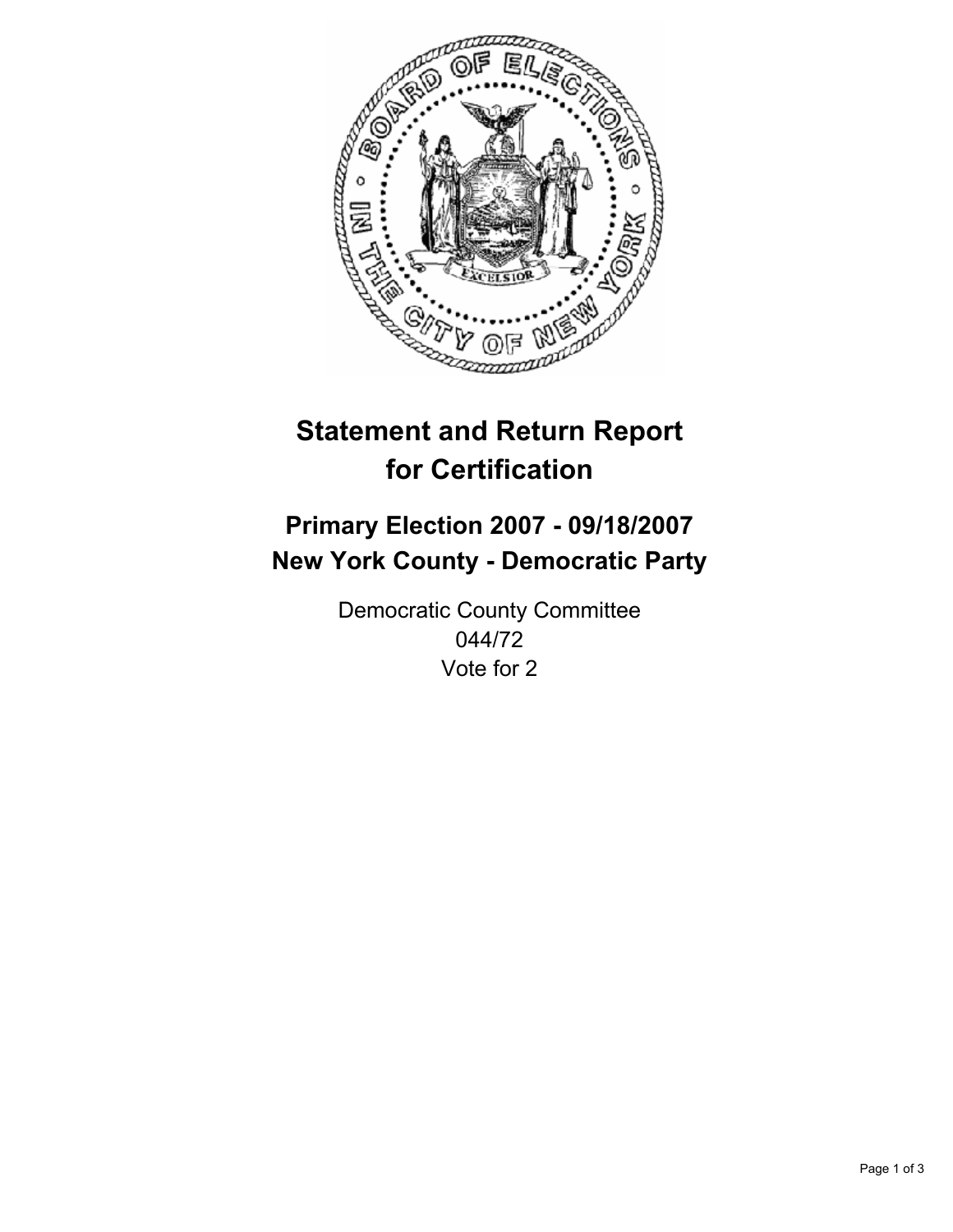# Statement and Return Report for Certification

## Primary Election 2007 - 09/18/2007
## New York County - Democratic Party

Democratic County Committee
044/72
Vote for 2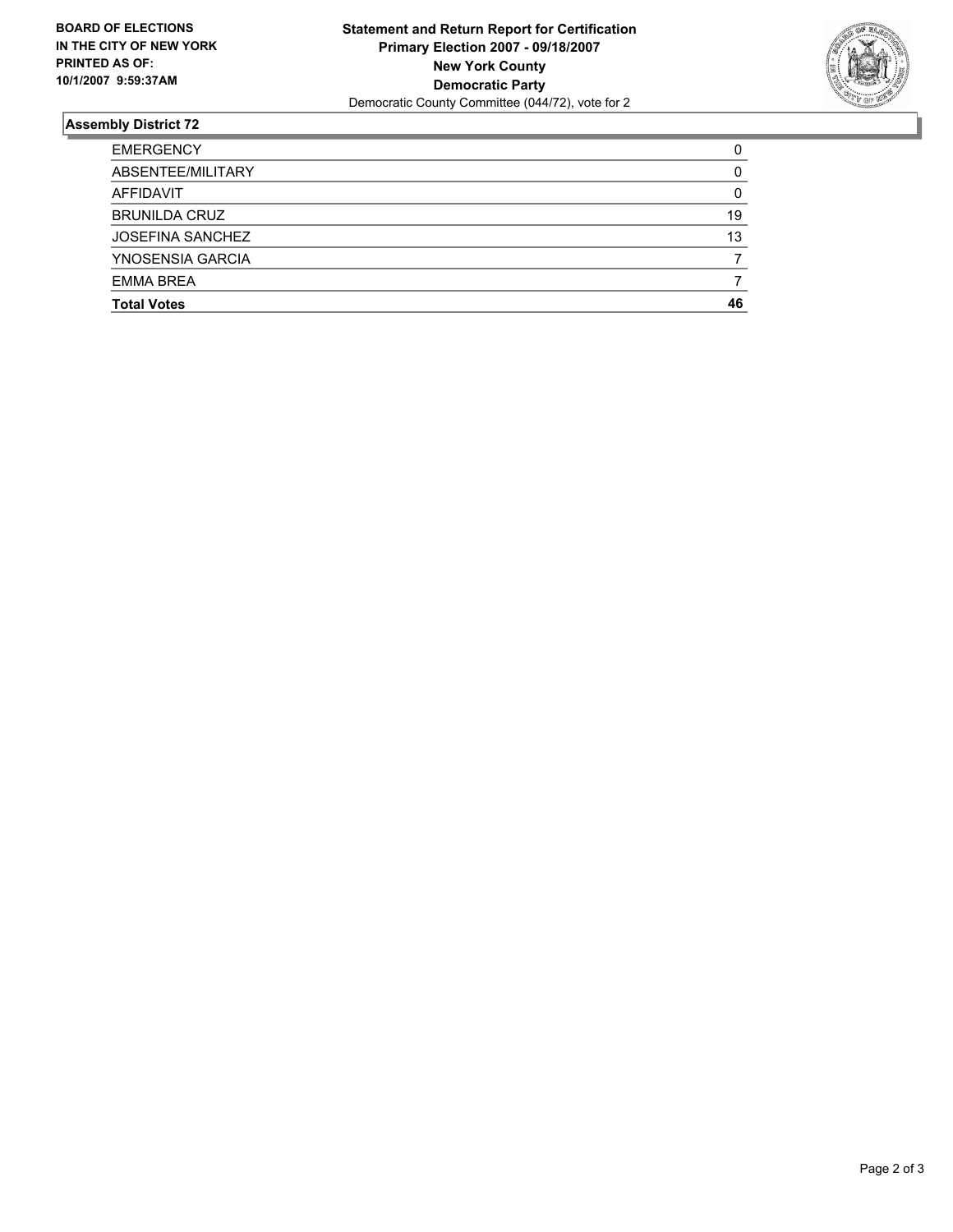**BOARD OF ELECTIONS IN THE CITY OF NEW YORK PRINTED AS OF: 10/1/2007 9:59:37AM**

**Statement and Return Report for Certification**
**Primary Election 2007 - 09/18/2007**
**New York County**
**Democratic Party**
Democratic County Committee (044/72), vote for 2

## Assembly District 72

| | |
|---|---|
| EMERGENCY | 0 |
| ABSENTEE/MILITARY | 0 |
| AFFIDAVIT | 0 |
| BRUNILDA CRUZ | 19 |
| JOSEFINA SANCHEZ | 13 |
| YNOSENSIA GARCIA | 7 |
| EMMA BREA | 7 |
| **Total Votes** | **46** |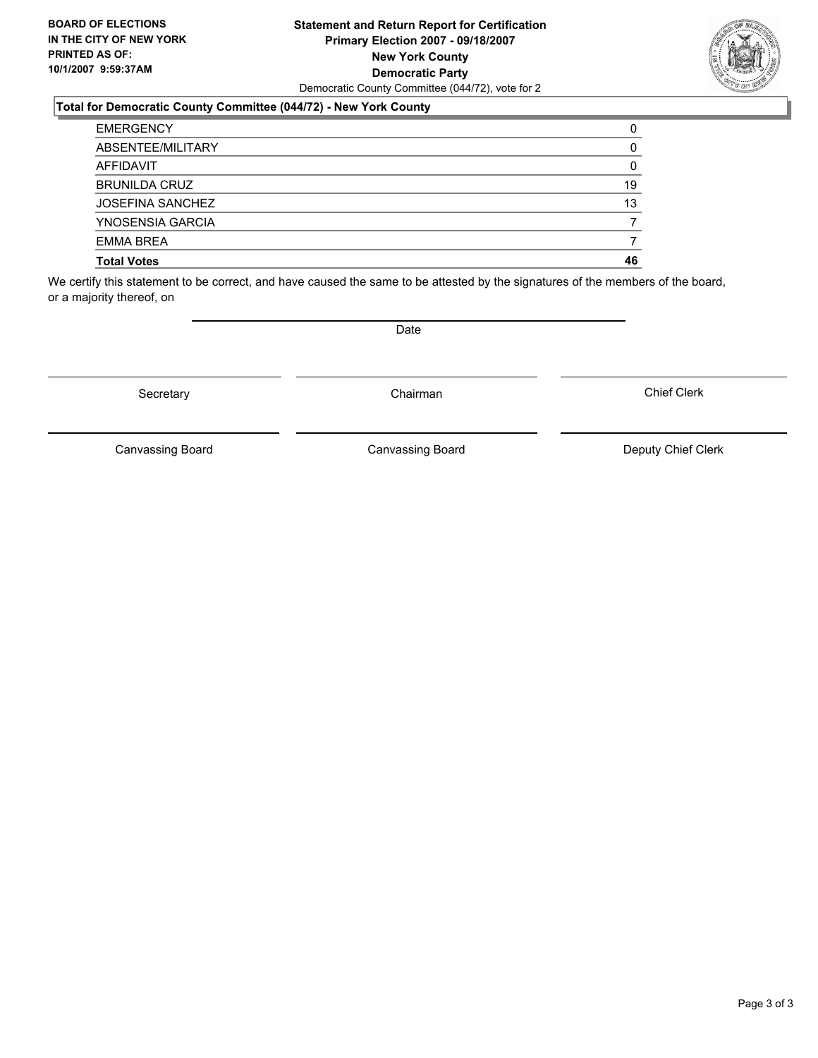**BOARD OF ELECTIONS IN THE CITY OF NEW YORK PRINTED AS OF: 10/1/2007 9:59:37AM**

**Statement and Return Report for Certification**
**Primary Election 2007 - 09/18/2007**
**New York County**
**Democratic Party**
Democratic County Committee (044/72), vote for 2

**Total for Democratic County Committee (044/72) - New York County**

| | |
|---|---|
| EMERGENCY | 0 |
| ABSENTEE/MILITARY | 0 |
| AFFIDAVIT | 0 |
| BRUNILDA CRUZ | 19 |
| JOSEFINA SANCHEZ | 13 |
| YNOSENSIA GARCIA | 7 |
| EMMA BREA | 7 |
| **Total Votes** | **46** |

We certify this statement to be correct, and have caused the same to be attested by the signatures of the members of the board, or a majority thereof, on

Date

Secretary

Chairman

Chief Clerk

Canvassing Board

Canvassing Board

Deputy Chief Clerk